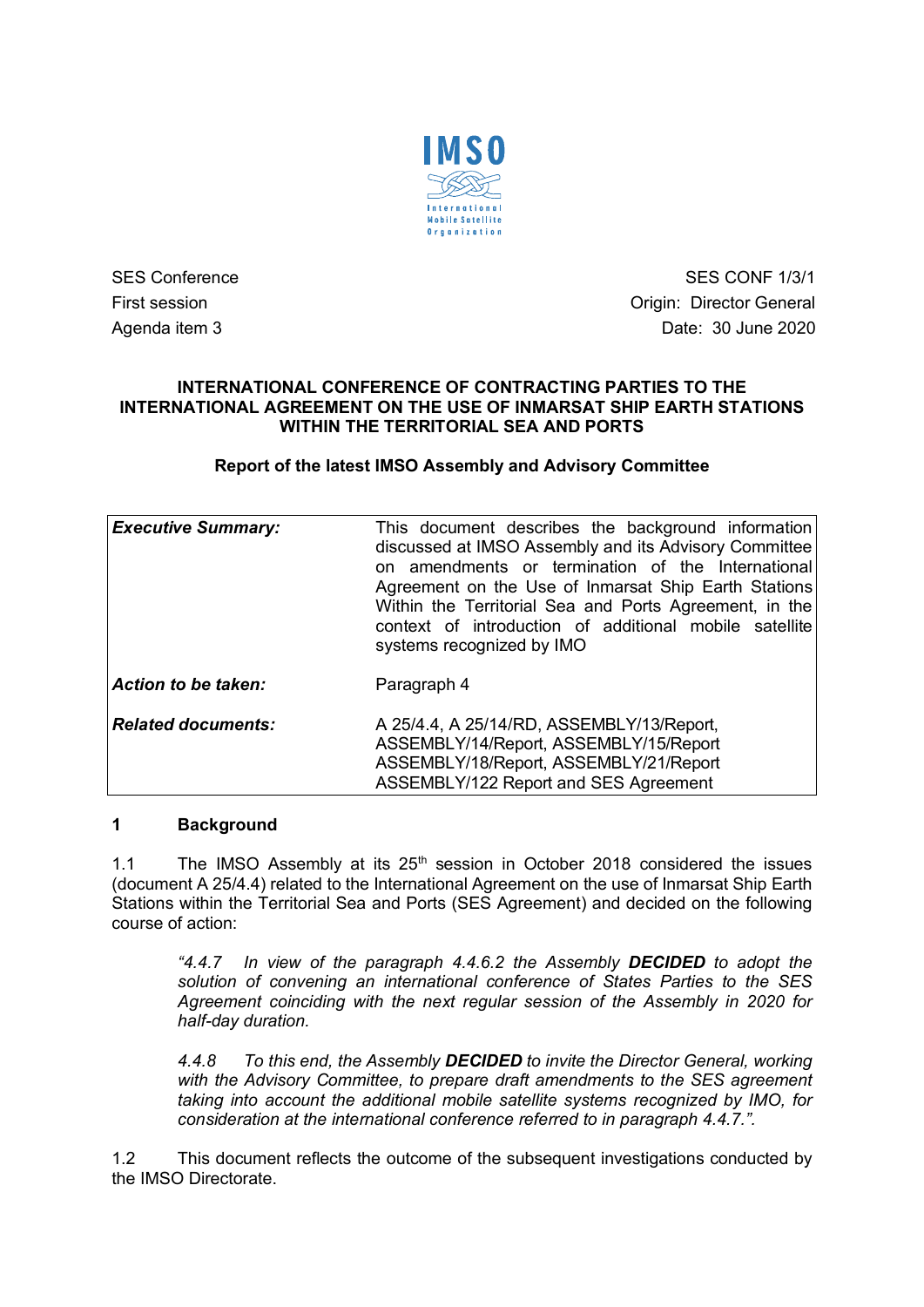IMSO

International Mobile Satellite Organization

SES Conference
First session
Agenda item 3

SES CONF 1/3/1
Origin: Director General
Date: 30 June 2020

**INTERNATIONAL CONFERENCE OF CONTRACTING PARTIES TO THE INTERNATIONAL AGREEMENT ON THE USE OF INMARSAT SHIP EARTH STATIONS WITHIN THE TERRITORIAL SEA AND PORTS**

**Report of the latest IMSO Assembly and Advisory Committee**

| | |
|---|---|
| ***Executive Summary:*** | This document describes the background information discussed at IMSO Assembly and its Advisory Committee on amendments or termination of the International Agreement on the Use of Inmarsat Ship Earth Stations Within the Territorial Sea and Ports Agreement, in the context of introduction of additional mobile satellite systems recognized by IMO |
| ***Action to be taken:*** | Paragraph 4 |
| ***Related documents:*** | A 25/4.4, A 25/14/RD, ASSEMBLY/13/Report, ASSEMBLY/14/Report, ASSEMBLY/15/Report ASSEMBLY/18/Report, ASSEMBLY/21/Report ASSEMBLY/122 Report and SES Agreement |

## 1 Background

1.1 The IMSO Assembly at its 25th session in October 2018 considered the issues (document A 25/4.4) related to the International Agreement on the use of Inmarsat Ship Earth Stations within the Territorial Sea and Ports (SES Agreement) and decided on the following course of action:

> *"4.4.7 In view of the paragraph 4.4.6.2 the Assembly **DECIDED** to adopt the solution of convening an international conference of States Parties to the SES Agreement coinciding with the next regular session of the Assembly in 2020 for half-day duration.*
>
> *4.4.8 To this end, the Assembly **DECIDED** to invite the Director General, working with the Advisory Committee, to prepare draft amendments to the SES agreement taking into account the additional mobile satellite systems recognized by IMO, for consideration at the international conference referred to in paragraph 4.4.7.".*

1.2 This document reflects the outcome of the subsequent investigations conducted by the IMSO Directorate.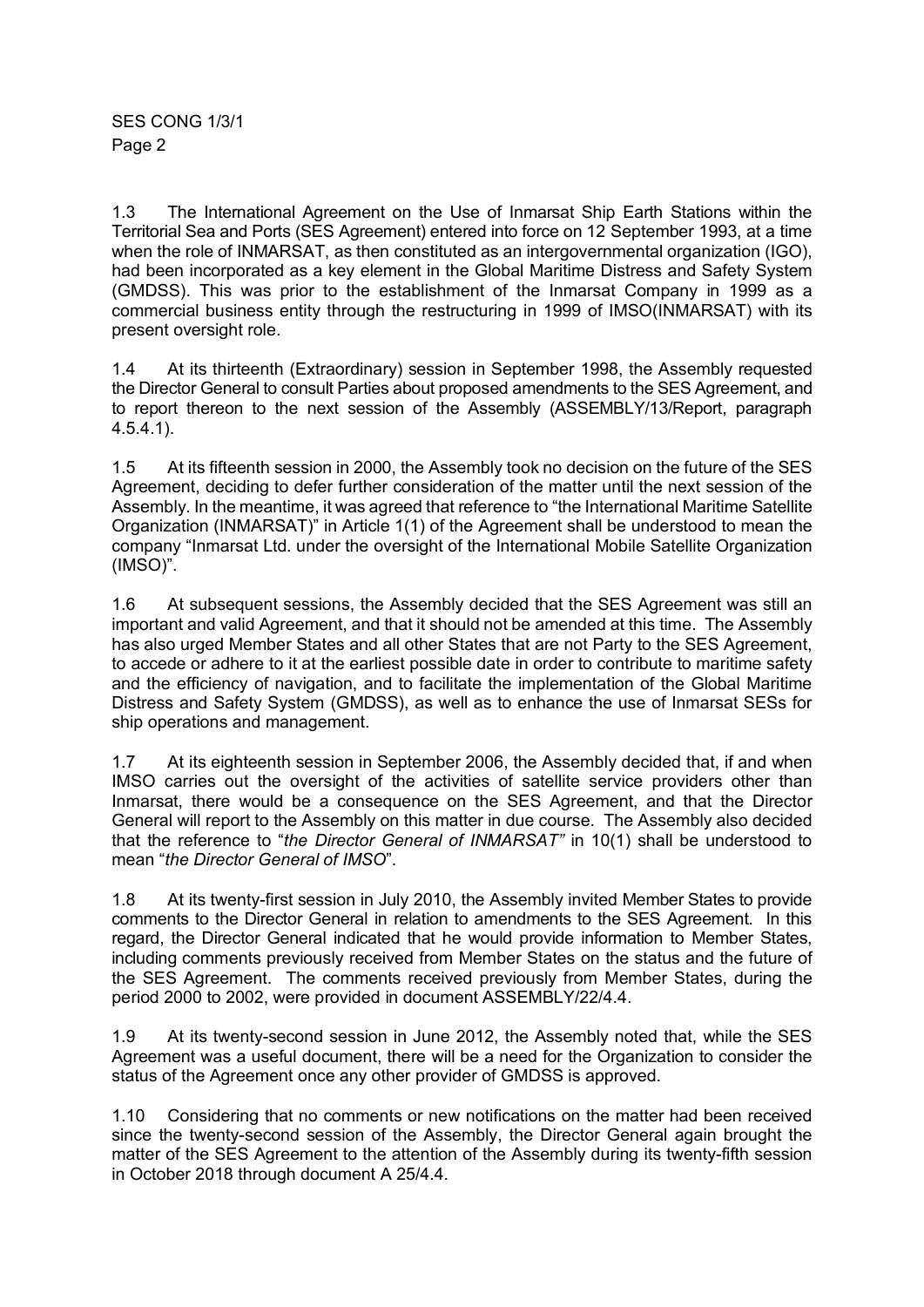1.3 The International Agreement on the Use of Inmarsat Ship Earth Stations within the Territorial Sea and Ports (SES Agreement) entered into force on 12 September 1993, at a time when the role of INMARSAT, as then constituted as an intergovernmental organization (IGO), had been incorporated as a key element in the Global Maritime Distress and Safety System (GMDSS). This was prior to the establishment of the Inmarsat Company in 1999 as a commercial business entity through the restructuring in 1999 of IMSO(INMARSAT) with its present oversight role.

1.4 At its thirteenth (Extraordinary) session in September 1998, the Assembly requested the Director General to consult Parties about proposed amendments to the SES Agreement, and to report thereon to the next session of the Assembly (ASSEMBLY/13/Report, paragraph 4.5.4.1).

1.5 At its fifteenth session in 2000, the Assembly took no decision on the future of the SES Agreement, deciding to defer further consideration of the matter until the next session of the Assembly. In the meantime, it was agreed that reference to "the International Maritime Satellite Organization (INMARSAT)" in Article 1(1) of the Agreement shall be understood to mean the company "Inmarsat Ltd. under the oversight of the International Mobile Satellite Organization (IMSO)".

1.6 At subsequent sessions, the Assembly decided that the SES Agreement was still an important and valid Agreement, and that it should not be amended at this time. The Assembly has also urged Member States and all other States that are not Party to the SES Agreement, to accede or adhere to it at the earliest possible date in order to contribute to maritime safety and the efficiency of navigation, and to facilitate the implementation of the Global Maritime Distress and Safety System (GMDSS), as well as to enhance the use of Inmarsat SESs for ship operations and management.

1.7 At its eighteenth session in September 2006, the Assembly decided that, if and when IMSO carries out the oversight of the activities of satellite service providers other than Inmarsat, there would be a consequence on the SES Agreement, and that the Director General will report to the Assembly on this matter in due course. The Assembly also decided that the reference to "*the Director General of INMARSAT"* in 10(1) shall be understood to mean "*the Director General of IMSO*".

1.8 At its twenty-first session in July 2010, the Assembly invited Member States to provide comments to the Director General in relation to amendments to the SES Agreement. In this regard, the Director General indicated that he would provide information to Member States, including comments previously received from Member States on the status and the future of the SES Agreement. The comments received previously from Member States, during the period 2000 to 2002, were provided in document ASSEMBLY/22/4.4.

1.9 At its twenty-second session in June 2012, the Assembly noted that, while the SES Agreement was a useful document, there will be a need for the Organization to consider the status of the Agreement once any other provider of GMDSS is approved.

1.10 Considering that no comments or new notifications on the matter had been received since the twenty-second session of the Assembly, the Director General again brought the matter of the SES Agreement to the attention of the Assembly during its twenty-fifth session in October 2018 through document A 25/4.4.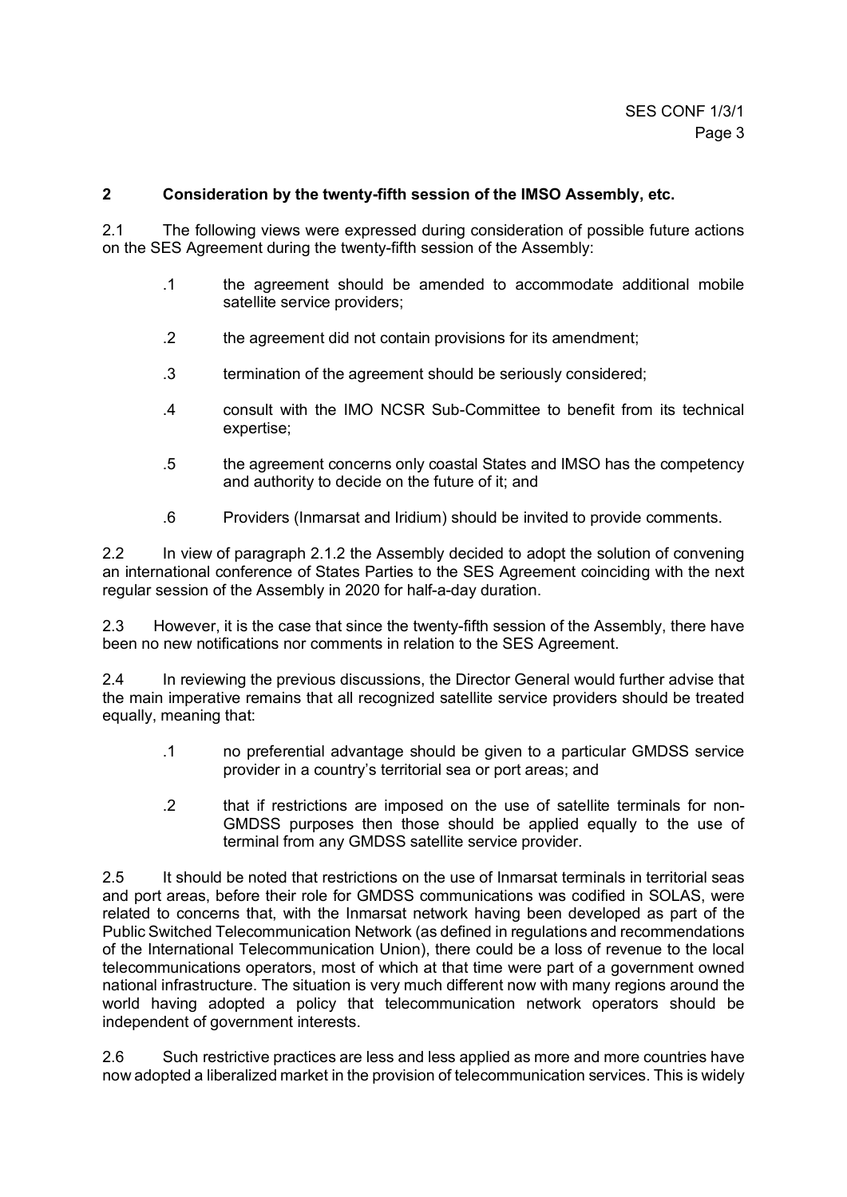## 2 Consideration by the twenty-fifth session of the IMSO Assembly, etc.

2.1 The following views were expressed during consideration of possible future actions on the SES Agreement during the twenty-fifth session of the Assembly:

.1 the agreement should be amended to accommodate additional mobile satellite service providers;

.2 the agreement did not contain provisions for its amendment;

.3 termination of the agreement should be seriously considered;

.4 consult with the IMO NCSR Sub-Committee to benefit from its technical expertise;

.5 the agreement concerns only coastal States and IMSO has the competency and authority to decide on the future of it; and

.6 Providers (Inmarsat and Iridium) should be invited to provide comments.

2.2 In view of paragraph 2.1.2 the Assembly decided to adopt the solution of convening an international conference of States Parties to the SES Agreement coinciding with the next regular session of the Assembly in 2020 for half-a-day duration.

2.3 However, it is the case that since the twenty-fifth session of the Assembly, there have been no new notifications nor comments in relation to the SES Agreement.

2.4 In reviewing the previous discussions, the Director General would further advise that the main imperative remains that all recognized satellite service providers should be treated equally, meaning that:

.1 no preferential advantage should be given to a particular GMDSS service provider in a country's territorial sea or port areas; and

.2 that if restrictions are imposed on the use of satellite terminals for non-GMDSS purposes then those should be applied equally to the use of terminal from any GMDSS satellite service provider.

2.5 It should be noted that restrictions on the use of Inmarsat terminals in territorial seas and port areas, before their role for GMDSS communications was codified in SOLAS, were related to concerns that, with the Inmarsat network having been developed as part of the Public Switched Telecommunication Network (as defined in regulations and recommendations of the International Telecommunication Union), there could be a loss of revenue to the local telecommunications operators, most of which at that time were part of a government owned national infrastructure. The situation is very much different now with many regions around the world having adopted a policy that telecommunication network operators should be independent of government interests.

2.6 Such restrictive practices are less and less applied as more and more countries have now adopted a liberalized market in the provision of telecommunication services. This is widely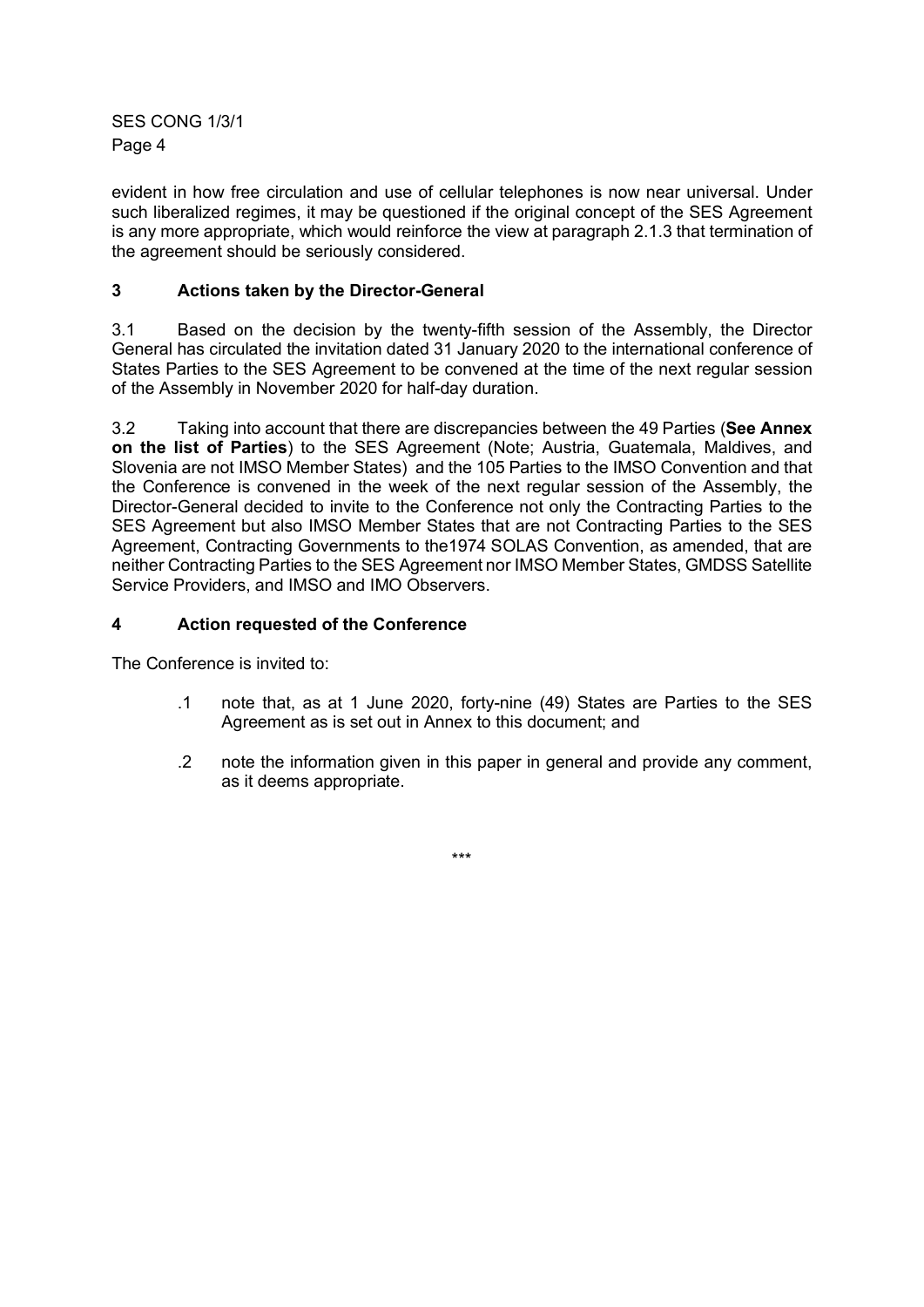evident in how free circulation and use of cellular telephones is now near universal. Under such liberalized regimes, it may be questioned if the original concept of the SES Agreement is any more appropriate, which would reinforce the view at paragraph 2.1.3 that termination of the agreement should be seriously considered.

## 3 Actions taken by the Director-General

3.1 Based on the decision by the twenty-fifth session of the Assembly, the Director General has circulated the invitation dated 31 January 2020 to the international conference of States Parties to the SES Agreement to be convened at the time of the next regular session of the Assembly in November 2020 for half-day duration.

3.2 Taking into account that there are discrepancies between the 49 Parties (**See Annex on the list of Parties**) to the SES Agreement (Note; Austria, Guatemala, Maldives, and Slovenia are not IMSO Member States) and the 105 Parties to the IMSO Convention and that the Conference is convened in the week of the next regular session of the Assembly, the Director-General decided to invite to the Conference not only the Contracting Parties to the SES Agreement but also IMSO Member States that are not Contracting Parties to the SES Agreement, Contracting Governments to the1974 SOLAS Convention, as amended, that are neither Contracting Parties to the SES Agreement nor IMSO Member States, GMDSS Satellite Service Providers, and IMSO and IMO Observers.

## 4 Action requested of the Conference

The Conference is invited to:

.1 note that, as at 1 June 2020, forty-nine (49) States are Parties to the SES Agreement as is set out in Annex to this document; and

.2 note the information given in this paper in general and provide any comment, as it deems appropriate.

\*\*\*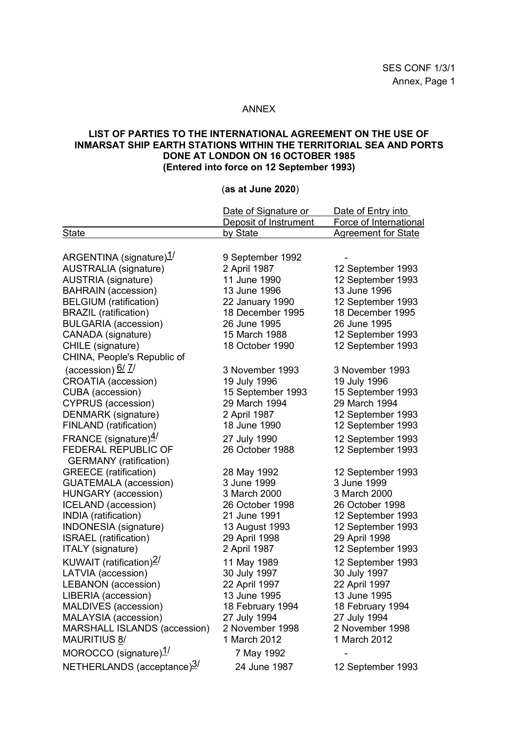ANNEX

**LIST OF PARTIES TO THE INTERNATIONAL AGREEMENT ON THE USE OF INMARSAT SHIP EARTH STATIONS WITHIN THE TERRITORIAL SEA AND PORTS DONE AT LONDON ON 16 OCTOBER 1985**
**(Entered into force on 12 September 1993)**

(**as at June 2020**)

| State | Date of Signature or Deposit of Instrument by State | Date of Entry into Force of International Agreement for State |
|---|---|---|
| ARGENTINA (signature)[1/] | 9 September 1992 | - |
| AUSTRALIA (signature) | 2 April 1987 | 12 September 1993 |
| AUSTRIA (signature) | 11 June 1990 | 12 September 1993 |
| BAHRAIN (accession) | 13 June 1996 | 13 June 1996 |
| BELGIUM (ratification) | 22 January 1990 | 12 September 1993 |
| BRAZIL (ratification) | 18 December 1995 | 18 December 1995 |
| BULGARIA (accession) | 26 June 1995 | 26 June 1995 |
| CANADA (signature) | 15 March 1988 | 12 September 1993 |
| CHILE (signature) | 18 October 1990 | 12 September 1993 |
| CHINA, People's Republic of (accession) [6/] [7/] | 3 November 1993 | 3 November 1993 |
| CROATIA (accession) | 19 July 1996 | 19 July 1996 |
| CUBA (accession) | 15 September 1993 | 15 September 1993 |
| CYPRUS (accession) | 29 March 1994 | 29 March 1994 |
| DENMARK (signature) | 2 April 1987 | 12 September 1993 |
| FINLAND (ratification) | 18 June 1990 | 12 September 1993 |
| FRANCE (signature)[4/] | 27 July 1990 | 12 September 1993 |
| FEDERAL REPUBLIC OF GERMANY (ratification) | 26 October 1988 | 12 September 1993 |
| GREECE (ratification) | 28 May 1992 | 12 September 1993 |
| GUATEMALA (accession) | 3 June 1999 | 3 June 1999 |
| HUNGARY (accession) | 3 March 2000 | 3 March 2000 |
| ICELAND (accession) | 26 October 1998 | 26 October 1998 |
| INDIA (ratification) | 21 June 1991 | 12 September 1993 |
| INDONESIA (signature) | 13 August 1993 | 12 September 1993 |
| ISRAEL (ratification) | 29 April 1998 | 29 April 1998 |
| ITALY (signature) | 2 April 1987 | 12 September 1993 |
| KUWAIT (ratification)[2/] | 11 May 1989 | 12 September 1993 |
| LATVIA (accession) | 30 July 1997 | 30 July 1997 |
| LEBANON (accession) | 22 April 1997 | 22 April 1997 |
| LIBERIA (accession) | 13 June 1995 | 13 June 1995 |
| MALDIVES (accession) | 18 February 1994 | 18 February 1994 |
| MALAYSIA (accession) | 27 July 1994 | 27 July 1994 |
| MARSHALL ISLANDS (accession) | 2 November 1998 | 2 November 1998 |
| MAURITIUS [8/] | 1 March 2012 | 1 March 2012 |
| MOROCCO (signature)[1/] | 7 May 1992 | - |
| NETHERLANDS (acceptance)[3/] | 24 June 1987 | 12 September 1993 |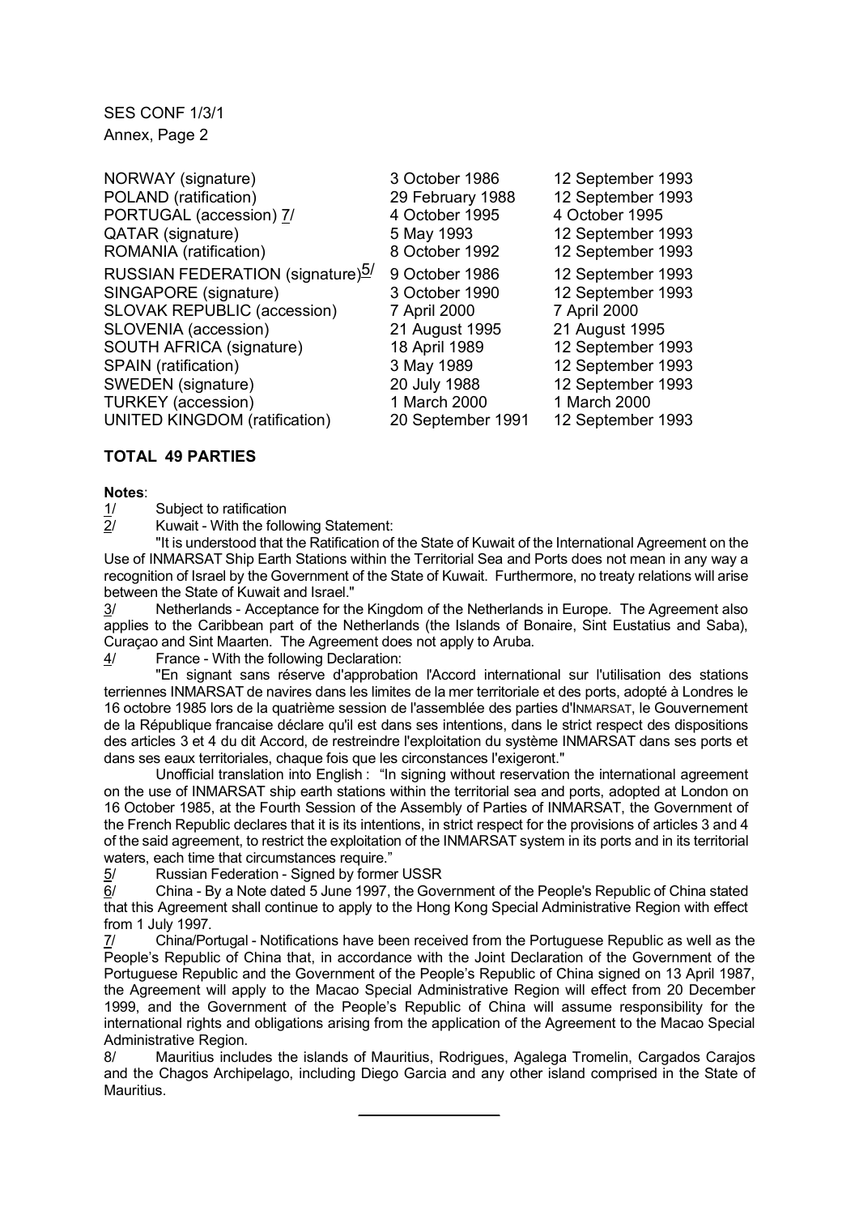| | | |
|---|---|---|
| NORWAY (signature) | 3 October 1986 | 12 September 1993 |
| POLAND (ratification) | 29 February 1988 | 12 September 1993 |
| PORTUGAL (accession) 7/ | 4 October 1995 | 4 October 1995 |
| QATAR (signature) | 5 May 1993 | 12 September 1993 |
| ROMANIA (ratification) | 8 October 1992 | 12 September 1993 |
| RUSSIAN FEDERATION (signature)5/ | 9 October 1986 | 12 September 1993 |
| SINGAPORE (signature) | 3 October 1990 | 12 September 1993 |
| SLOVAK REPUBLIC (accession) | 7 April 2000 | 7 April 2000 |
| SLOVENIA (accession) | 21 August 1995 | 21 August 1995 |
| SOUTH AFRICA (signature) | 18 April 1989 | 12 September 1993 |
| SPAIN (ratification) | 3 May 1989 | 12 September 1993 |
| SWEDEN (signature) | 20 July 1988 | 12 September 1993 |
| TURKEY (accession) | 1 March 2000 | 1 March 2000 |
| UNITED KINGDOM (ratification) | 20 September 1991 | 12 September 1993 |

**TOTAL 49 PARTIES**

**Notes**:

1/ Subject to ratification

2/ Kuwait - With the following Statement:

"It is understood that the Ratification of the State of Kuwait of the International Agreement on the Use of INMARSAT Ship Earth Stations within the Territorial Sea and Ports does not mean in any way a recognition of Israel by the Government of the State of Kuwait. Furthermore, no treaty relations will arise between the State of Kuwait and Israel."

3/ Netherlands - Acceptance for the Kingdom of the Netherlands in Europe. The Agreement also applies to the Caribbean part of the Netherlands (the Islands of Bonaire, Sint Eustatius and Saba), Curaçao and Sint Maarten. The Agreement does not apply to Aruba.

4/ France - With the following Declaration:

"En signant sans réserve d'approbation l'Accord international sur l'utilisation des stations terriennes INMARSAT de navires dans les limites de la mer territoriale et des ports, adopté à Londres le 16 octobre 1985 lors de la quatrième session de l'assemblée des parties d'INMARSAT, le Gouvernement de la République francaise déclare qu'il est dans ses intentions, dans le strict respect des dispositions des articles 3 et 4 du dit Accord, de restreindre l'exploitation du système INMARSAT dans ses ports et dans ses eaux territoriales, chaque fois que les circonstances l'exigeront."

Unofficial translation into English : "In signing without reservation the international agreement on the use of INMARSAT ship earth stations within the territorial sea and ports, adopted at London on 16 October 1985, at the Fourth Session of the Assembly of Parties of INMARSAT, the Government of the French Republic declares that it is its intentions, in strict respect for the provisions of articles 3 and 4 of the said agreement, to restrict the exploitation of the INMARSAT system in its ports and in its territorial waters, each time that circumstances require."

5/ Russian Federation - Signed by former USSR

6/ China - By a Note dated 5 June 1997, the Government of the People's Republic of China stated that this Agreement shall continue to apply to the Hong Kong Special Administrative Region with effect from 1 July 1997.

7/ China/Portugal - Notifications have been received from the Portuguese Republic as well as the People's Republic of China that, in accordance with the Joint Declaration of the Government of the Portuguese Republic and the Government of the People's Republic of China signed on 13 April 1987, the Agreement will apply to the Macao Special Administrative Region will effect from 20 December 1999, and the Government of the People's Republic of China will assume responsibility for the international rights and obligations arising from the application of the Agreement to the Macao Special Administrative Region.

8/ Mauritius includes the islands of Mauritius, Rodrigues, Agalega Tromelin, Cargados Carajos and the Chagos Archipelago, including Diego Garcia and any other island comprised in the State of Mauritius.